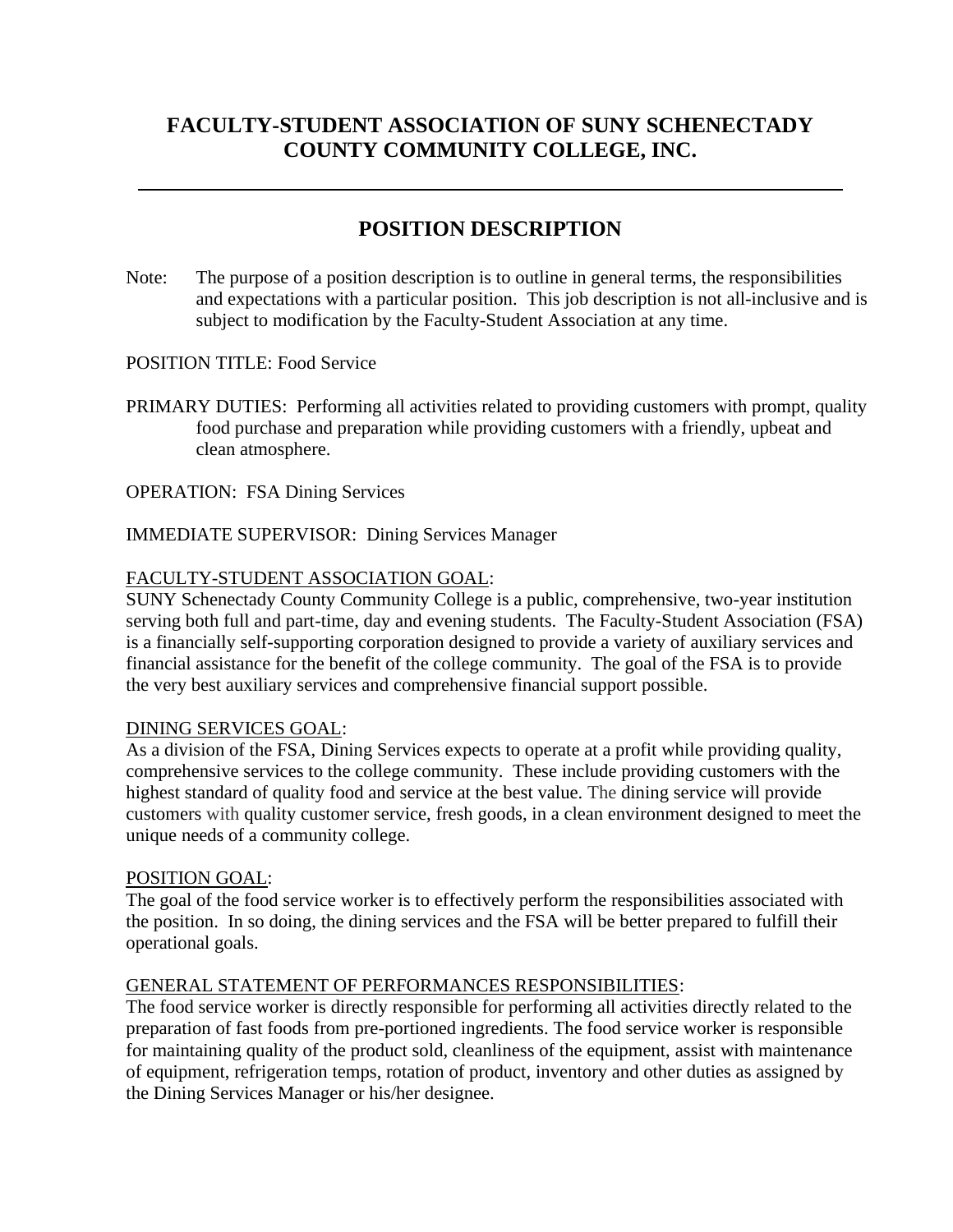# FACULTY-STUDENT ASSOCIATION OF SUNY SCHENECTADY COUNTY COMMUNITY COLLEGE, INC.

---

## POSITION DESCRIPTION

Note: The purpose of a position description is to outline in general terms, the responsibilities and expectations with a particular position. This job description is not all-inclusive and is subject to modification by the Faculty-Student Association at any time.

POSITION TITLE: Food Service

PRIMARY DUTIES: Performing all activities related to providing customers with prompt, quality food purchase and preparation while providing customers with a friendly, upbeat and clean atmosphere.

OPERATION: FSA Dining Services

IMMEDIATE SUPERVISOR: Dining Services Manager

<u>FACULTY-STUDENT ASSOCIATION GOAL</u>:
SUNY Schenectady County Community College is a public, comprehensive, two-year institution serving both full and part-time, day and evening students. The Faculty-Student Association (FSA) is a financially self-supporting corporation designed to provide a variety of auxiliary services and financial assistance for the benefit of the college community. The goal of the FSA is to provide the very best auxiliary services and comprehensive financial support possible.

<u>DINING SERVICES GOAL</u>:
As a division of the FSA, Dining Services expects to operate at a profit while providing quality, comprehensive services to the college community. These include providing customers with the highest standard of quality food and service at the best value. The dining service will provide customers with quality customer service, fresh goods, in a clean environment designed to meet the unique needs of a community college.

<u>POSITION GOAL</u>:
The goal of the food service worker is to effectively perform the responsibilities associated with the position. In so doing, the dining services and the FSA will be better prepared to fulfill their operational goals.

<u>GENERAL STATEMENT OF PERFORMANCES RESPONSIBILITIES</u>:
The food service worker is directly responsible for performing all activities directly related to the preparation of fast foods from pre-portioned ingredients. The food service worker is responsible for maintaining quality of the product sold, cleanliness of the equipment, assist with maintenance of equipment, refrigeration temps, rotation of product, inventory and other duties as assigned by the Dining Services Manager or his/her designee.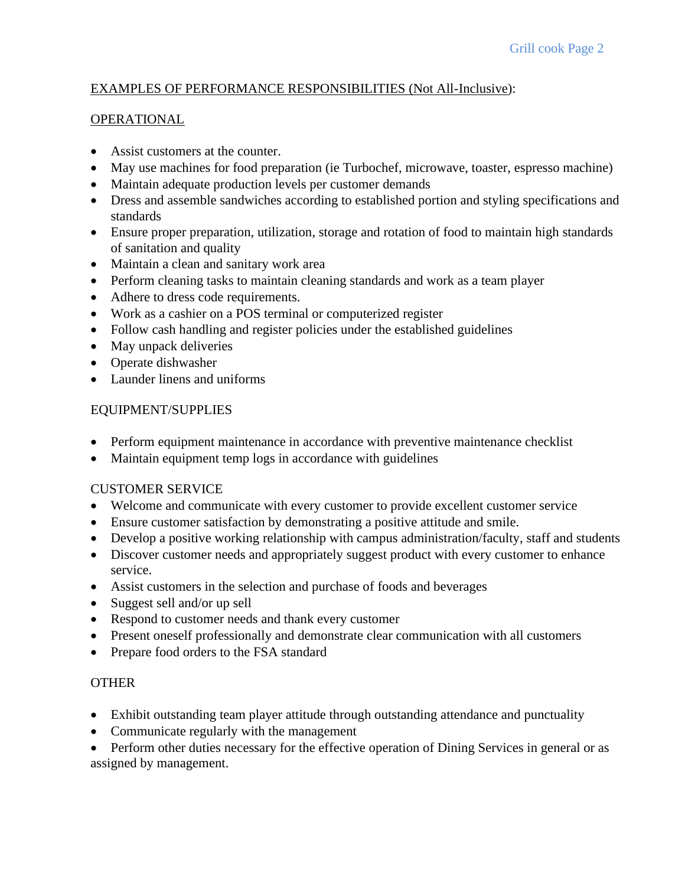EXAMPLES OF PERFORMANCE RESPONSIBILITIES (Not All-Inclusive):

OPERATIONAL

- Assist customers at the counter.
- May use machines for food preparation (ie Turbochef, microwave, toaster, espresso machine)
- Maintain adequate production levels per customer demands
- Dress and assemble sandwiches according to established portion and styling specifications and standards
- Ensure proper preparation, utilization, storage and rotation of food to maintain high standards of sanitation and quality
- Maintain a clean and sanitary work area
- Perform cleaning tasks to maintain cleaning standards and work as a team player
- Adhere to dress code requirements.
- Work as a cashier on a POS terminal or computerized register
- Follow cash handling and register policies under the established guidelines
- May unpack deliveries
- Operate dishwasher
- Launder linens and uniforms

EQUIPMENT/SUPPLIES

- Perform equipment maintenance in accordance with preventive maintenance checklist
- Maintain equipment temp logs in accordance with guidelines

CUSTOMER SERVICE

- Welcome and communicate with every customer to provide excellent customer service
- Ensure customer satisfaction by demonstrating a positive attitude and smile.
- Develop a positive working relationship with campus administration/faculty, staff and students
- Discover customer needs and appropriately suggest product with every customer to enhance service.
- Assist customers in the selection and purchase of foods and beverages
- Suggest sell and/or up sell
- Respond to customer needs and thank every customer
- Present oneself professionally and demonstrate clear communication with all customers
- Prepare food orders to the FSA standard

OTHER

- Exhibit outstanding team player attitude through outstanding attendance and punctuality
- Communicate regularly with the management
- Perform other duties necessary for the effective operation of Dining Services in general or as assigned by management.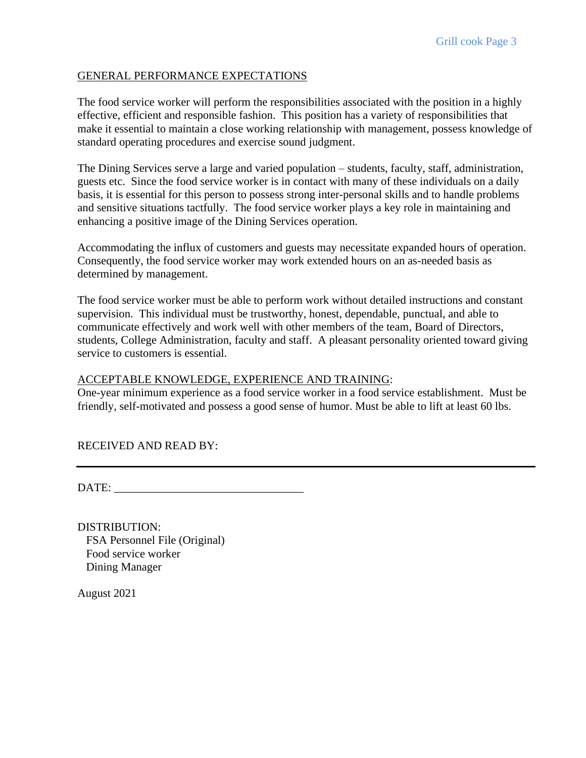GENERAL PERFORMANCE EXPECTATIONS

The food service worker will perform the responsibilities associated with the position in a highly effective, efficient and responsible fashion. This position has a variety of responsibilities that make it essential to maintain a close working relationship with management, possess knowledge of standard operating procedures and exercise sound judgment.

The Dining Services serve a large and varied population – students, faculty, staff, administration, guests etc. Since the food service worker is in contact with many of these individuals on a daily basis, it is essential for this person to possess strong inter-personal skills and to handle problems and sensitive situations tactfully. The food service worker plays a key role in maintaining and enhancing a positive image of the Dining Services operation.

Accommodating the influx of customers and guests may necessitate expanded hours of operation. Consequently, the food service worker may work extended hours on an as-needed basis as determined by management.

The food service worker must be able to perform work without detailed instructions and constant supervision. This individual must be trustworthy, honest, dependable, punctual, and able to communicate effectively and work well with other members of the team, Board of Directors, students, College Administration, faculty and staff. A pleasant personality oriented toward giving service to customers is essential.

ACCEPTABLE KNOWLEDGE, EXPERIENCE AND TRAINING:
One-year minimum experience as a food service worker in a food service establishment. Must be friendly, self-motivated and possess a good sense of humor. Must be able to lift at least 60 lbs.

RECEIVED AND READ BY:

---

DATE: ________________________________

DISTRIBUTION:
FSA Personnel File (Original)
Food service worker
Dining Manager

August 2021